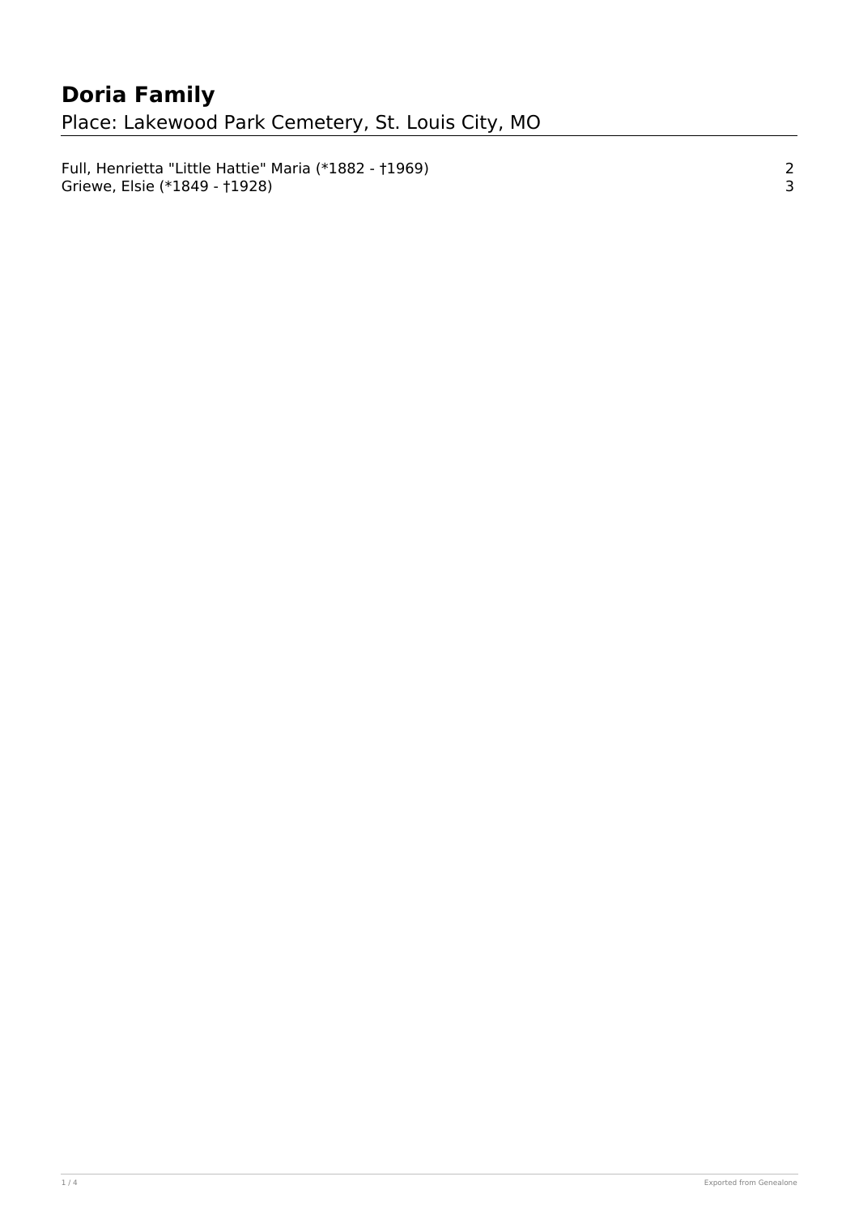# Doria Family

Place: Lakewood Park Cemetery, St. Louis City, MO

| | |
|---|---|
| Full, Henrietta "Little Hattie" Maria (*1882 - †1969) | 2 |
| Griewe, Elsie (*1849 - †1928) | 3 |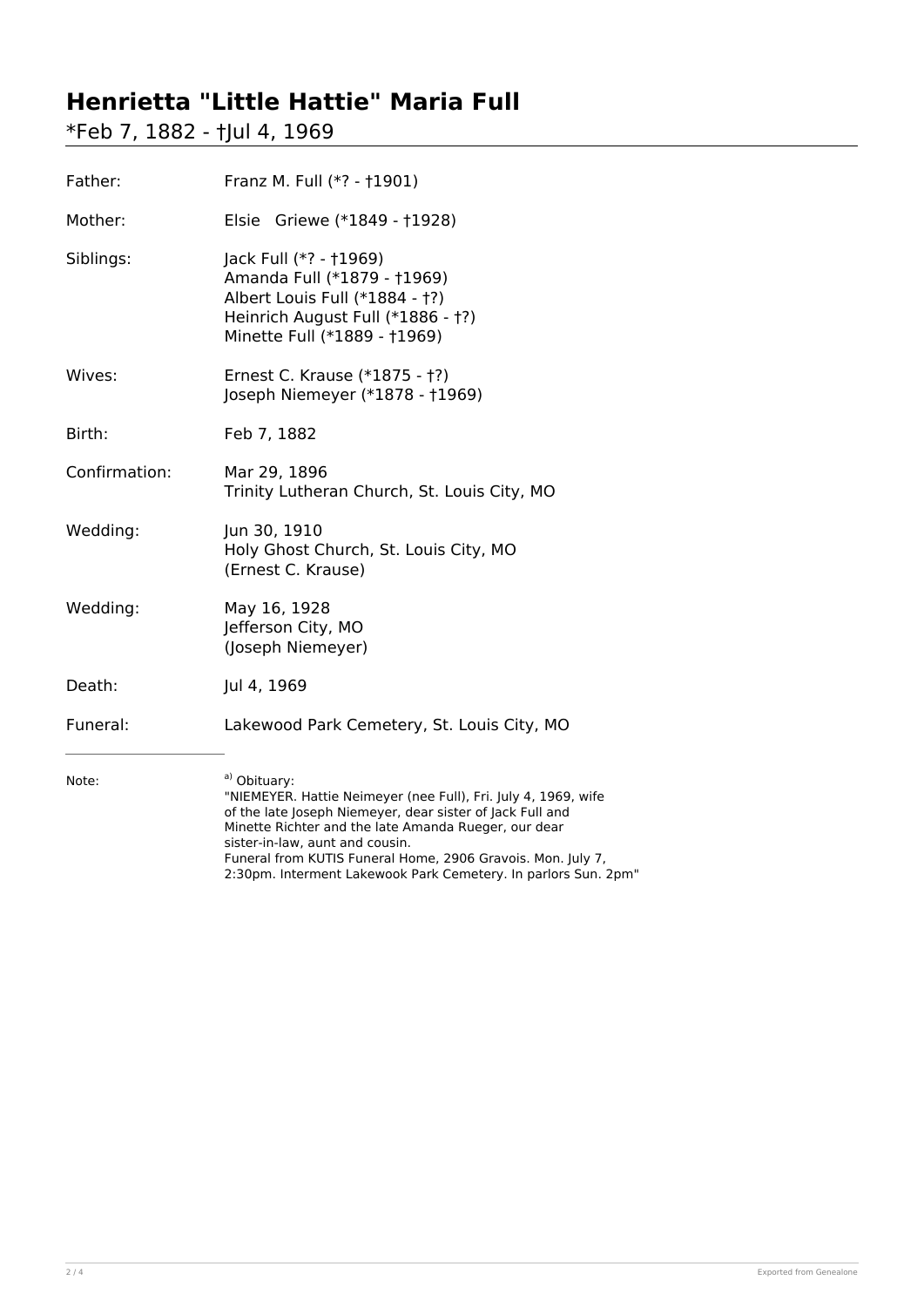# Henrietta "Little Hattie" Maria Full

*Feb 7, 1882 - †Jul 4, 1969

| | |
|---|---|
| Father: | Franz M. Full (*? - †1901) |
| Mother: | Elsie Griewe (*1849 - †1928) |
| Siblings: | Jack Full (*? - †1969)<br>Amanda Full (*1879 - †1969)<br>Albert Louis Full (*1884 - †?)<br>Heinrich August Full (*1886 - †?)<br>Minette Full (*1889 - †1969) |
| Wives: | Ernest C. Krause (*1875 - †?)<br>Joseph Niemeyer (*1878 - †1969) |
| Birth: | Feb 7, 1882 |
| Confirmation: | Mar 29, 1896<br>Trinity Lutheran Church, St. Louis City, MO |
| Wedding: | Jun 30, 1910<br>Holy Ghost Church, St. Louis City, MO<br>(Ernest C. Krause) |
| Wedding: | May 16, 1928<br>Jefferson City, MO<br>(Joseph Niemeyer) |
| Death: | Jul 4, 1969 |
| Funeral: | Lakewood Park Cemetery, St. Louis City, MO |

---

Note:

[a] Obituary:
"NIEMEYER. Hattie Neimeyer (nee Full), Fri. July 4, 1969, wife of the late Joseph Niemeyer, dear sister of Jack Full and Minette Richter and the late Amanda Rueger, our dear sister-in-law, aunt and cousin.
Funeral from KUTIS Funeral Home, 2906 Gravois. Mon. July 7, 2:30pm. Interment Lakewook Park Cemetery. In parlors Sun. 2pm"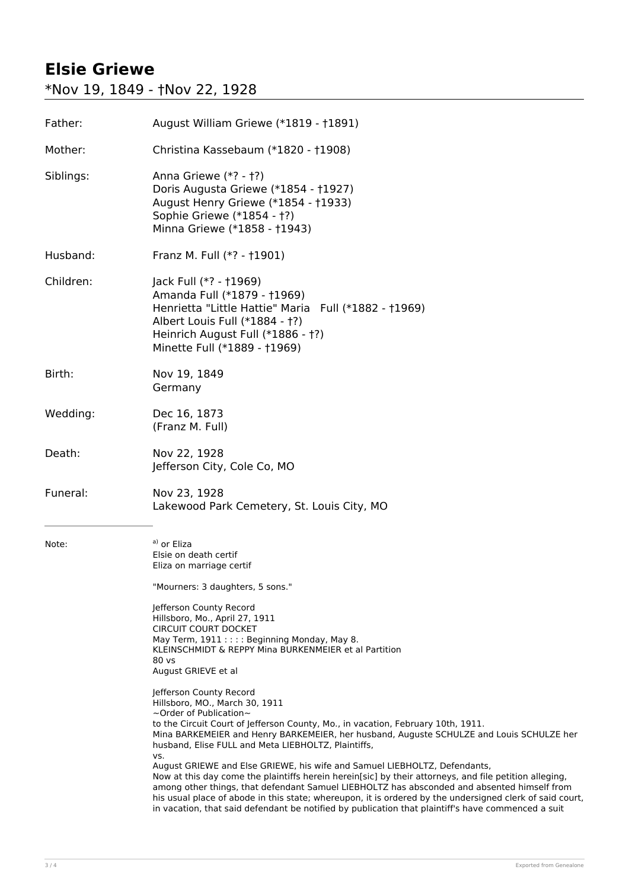# Elsie Griewe

## *Nov 19, 1849 - †Nov 22, 1928

| | |
|---|---|
| Father: | August William Griewe (*1819 - †1891) |
| Mother: | Christina Kassebaum (*1820 - †1908) |
| Siblings: | Anna Griewe (*? - †?)<br>Doris Augusta Griewe (*1854 - †1927)<br>August Henry Griewe (*1854 - †1933)<br>Sophie Griewe (*1854 - †?)<br>Minna Griewe (*1858 - †1943) |
| Husband: | Franz M. Full (*? - †1901) |
| Children: | Jack Full (*? - †1969)<br>Amanda Full (*1879 - †1969)<br>Henrietta "Little Hattie" Maria Full (*1882 - †1969)<br>Albert Louis Full (*1884 - †?)<br>Heinrich August Full (*1886 - †?)<br>Minette Full (*1889 - †1969) |
| Birth: | Nov 19, 1849<br>Germany |
| Wedding: | Dec 16, 1873<br>(Franz M. Full) |
| Death: | Nov 22, 1928<br>Jefferson City, Cole Co, MO |
| Funeral: | Nov 23, 1928<br>Lakewood Park Cemetery, St. Louis City, MO |

---

Note:

[a] or Eliza
Elsie on death certif
Eliza on marriage certif

"Mourners: 3 daughters, 5 sons."

Jefferson County Record
Hillsboro, Mo., April 27, 1911
CIRCUIT COURT DOCKET
May Term, 1911 : : : : Beginning Monday, May 8.
KLEINSCHMIDT & REPPY Mina BURKENMEIER et al Partition
80 vs
August GRIEVE et al

Jefferson County Record
Hillsboro, MO., March 30, 1911
~Order of Publication~
to the Circuit Court of Jefferson County, Mo., in vacation, February 10th, 1911.
Mina BARKEMEIER and Henry BARKEMEIER, her husband, Auguste SCHULZE and Louis SCHULZE her husband, Elise FULL and Meta LIEBHOLTZ, Plaintiffs,
vs.
August GRIEWE and Else GRIEWE, his wife and Samuel LIEBHOLTZ, Defendants,
Now at this day come the plaintiffs herein herein[sic] by their attorneys, and file petition alleging, among other things, that defendant Samuel LIEBHOLTZ has absconded and absented himself from his usual place of abode in this state; whereupon, it is ordered by the undersigned clerk of said court, in vacation, that said defendant be notified by publication that plaintiff's have commenced a suit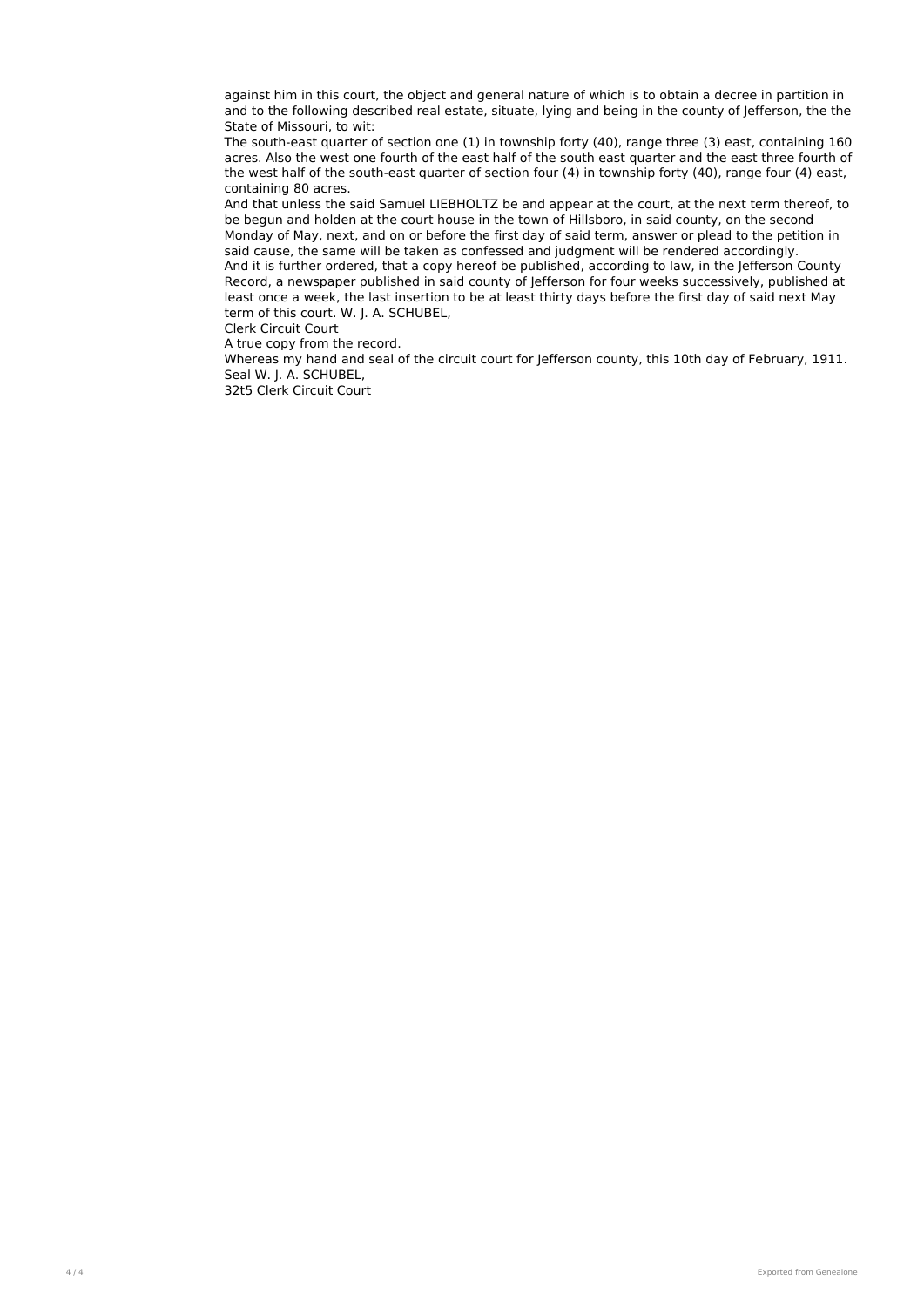against him in this court, the object and general nature of which is to obtain a decree in partition in and to the following described real estate, situate, lying and being in the county of Jefferson, the the State of Missouri, to wit:

The south-east quarter of section one (1) in township forty (40), range three (3) east, containing 160 acres. Also the west one fourth of the east half of the south east quarter and the east three fourth of the west half of the south-east quarter of section four (4) in township forty (40), range four (4) east, containing 80 acres.

And that unless the said Samuel LIEBHOLTZ be and appear at the court, at the next term thereof, to be begun and holden at the court house in the town of Hillsboro, in said county, on the second Monday of May, next, and on or before the first day of said term, answer or plead to the petition in said cause, the same will be taken as confessed and judgment will be rendered accordingly.

And it is further ordered, that a copy hereof be published, according to law, in the Jefferson County Record, a newspaper published in said county of Jefferson for four weeks successively, published at least once a week, the last insertion to be at least thirty days before the first day of said next May term of this court. W. J. A. SCHUBEL,

Clerk Circuit Court

A true copy from the record.

Whereas my hand and seal of the circuit court for Jefferson county, this 10th day of February, 1911.

Seal W. J. A. SCHUBEL,

32t5 Clerk Circuit Court